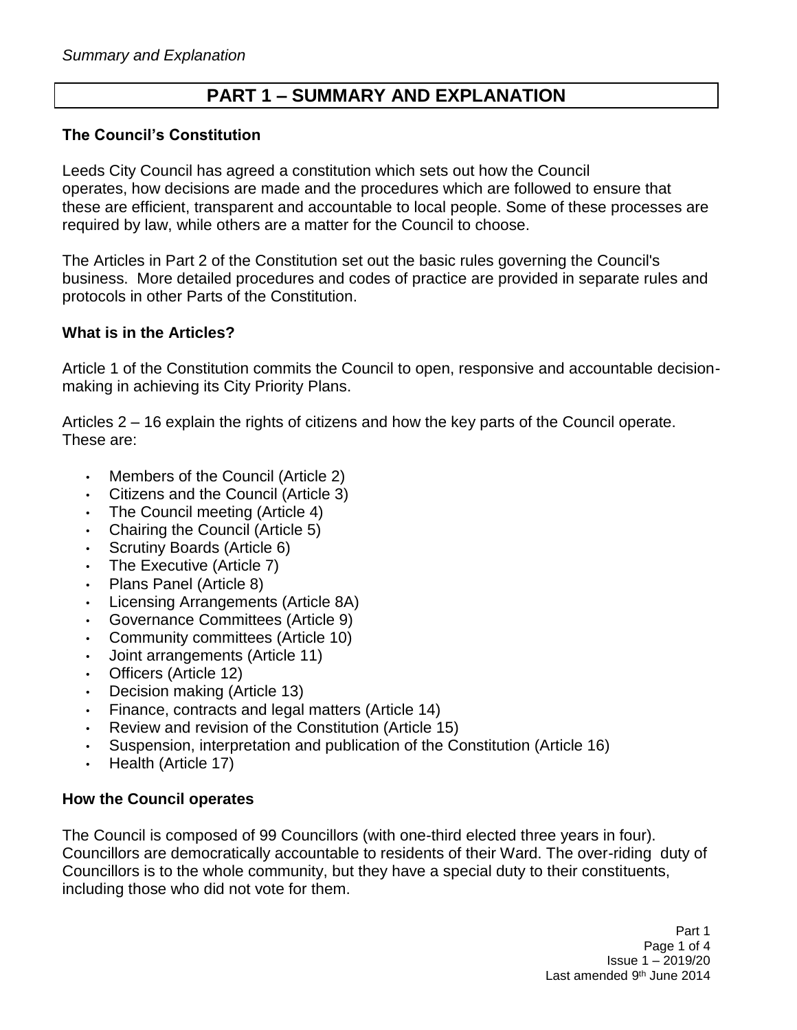# PART 1 – SUMMARY AND EXPLANATION

### The Council's Constitution

Leeds City Council has agreed a constitution which sets out how the Council operates, how decisions are made and the procedures which are followed to ensure that these are efficient, transparent and accountable to local people. Some of these processes are required by law, while others are a matter for the Council to choose.

The Articles in Part 2 of the Constitution set out the basic rules governing the Council's business. More detailed procedures and codes of practice are provided in separate rules and protocols in other Parts of the Constitution.

### What is in the Articles?

Article 1 of the Constitution commits the Council to open, responsive and accountable decision-making in achieving its City Priority Plans.

Articles 2 – 16 explain the rights of citizens and how the key parts of the Council operate. These are:

- Members of the Council (Article 2)
- Citizens and the Council (Article 3)
- The Council meeting (Article 4)
- Chairing the Council (Article 5)
- Scrutiny Boards (Article 6)
- The Executive (Article 7)
- Plans Panel (Article 8)
- Licensing Arrangements (Article 8A)
- Governance Committees (Article 9)
- Community committees (Article 10)
- Joint arrangements (Article 11)
- Officers (Article 12)
- Decision making (Article 13)
- Finance, contracts and legal matters (Article 14)
- Review and revision of the Constitution (Article 15)
- Suspension, interpretation and publication of the Constitution (Article 16)
- Health (Article 17)

### How the Council operates

The Council is composed of 99 Councillors (with one-third elected three years in four). Councillors are democratically accountable to residents of their Ward. The over-riding duty of Councillors is to the whole community, but they have a special duty to their constituents, including those who did not vote for them.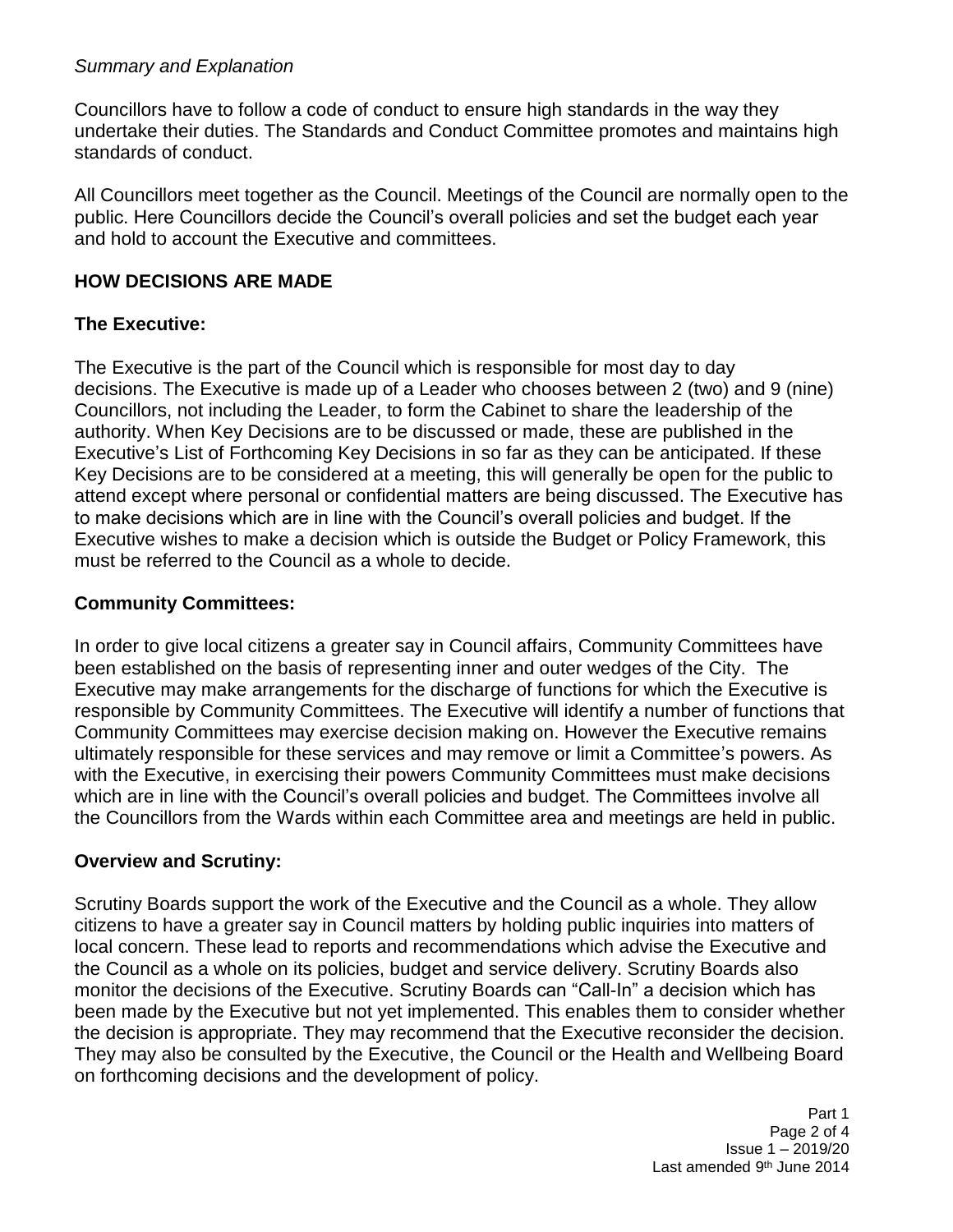*Summary and Explanation*

Councillors have to follow a code of conduct to ensure high standards in the way they undertake their duties. The Standards and Conduct Committee promotes and maintains high standards of conduct.

All Councillors meet together as the Council. Meetings of the Council are normally open to the public. Here Councillors decide the Council's overall policies and set the budget each year and hold to account the Executive and committees.

## HOW DECISIONS ARE MADE

### The Executive:

The Executive is the part of the Council which is responsible for most day to day decisions. The Executive is made up of a Leader who chooses between 2 (two) and 9 (nine) Councillors, not including the Leader, to form the Cabinet to share the leadership of the authority. When Key Decisions are to be discussed or made, these are published in the Executive's List of Forthcoming Key Decisions in so far as they can be anticipated. If these Key Decisions are to be considered at a meeting, this will generally be open for the public to attend except where personal or confidential matters are being discussed. The Executive has to make decisions which are in line with the Council's overall policies and budget. If the Executive wishes to make a decision which is outside the Budget or Policy Framework, this must be referred to the Council as a whole to decide.

### Community Committees:

In order to give local citizens a greater say in Council affairs, Community Committees have been established on the basis of representing inner and outer wedges of the City. The Executive may make arrangements for the discharge of functions for which the Executive is responsible by Community Committees. The Executive will identify a number of functions that Community Committees may exercise decision making on. However the Executive remains ultimately responsible for these services and may remove or limit a Committee's powers. As with the Executive, in exercising their powers Community Committees must make decisions which are in line with the Council's overall policies and budget. The Committees involve all the Councillors from the Wards within each Committee area and meetings are held in public.

### Overview and Scrutiny:

Scrutiny Boards support the work of the Executive and the Council as a whole. They allow citizens to have a greater say in Council matters by holding public inquiries into matters of local concern. These lead to reports and recommendations which advise the Executive and the Council as a whole on its policies, budget and service delivery. Scrutiny Boards also monitor the decisions of the Executive. Scrutiny Boards can "Call-In" a decision which has been made by the Executive but not yet implemented. This enables them to consider whether the decision is appropriate. They may recommend that the Executive reconsider the decision. They may also be consulted by the Executive, the Council or the Health and Wellbeing Board on forthcoming decisions and the development of policy.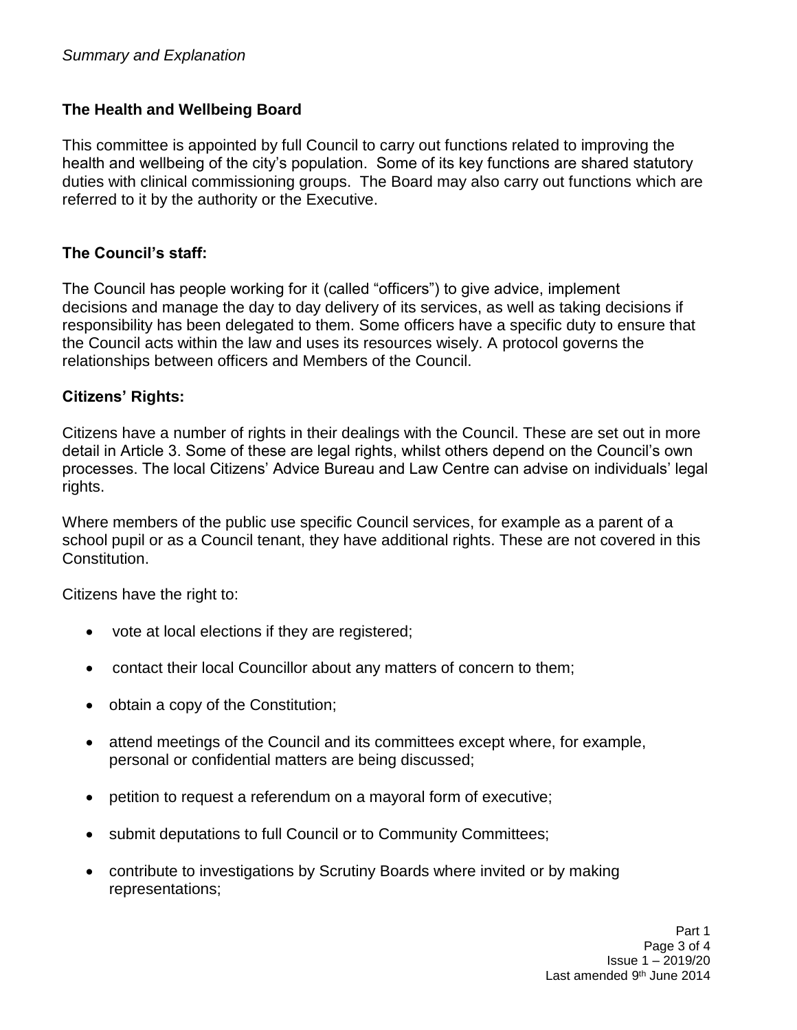*Summary and Explanation*

**The Health and Wellbeing Board**

This committee is appointed by full Council to carry out functions related to improving the health and wellbeing of the city's population. Some of its key functions are shared statutory duties with clinical commissioning groups. The Board may also carry out functions which are referred to it by the authority or the Executive.

**The Council's staff:**

The Council has people working for it (called "officers") to give advice, implement decisions and manage the day to day delivery of its services, as well as taking decisions if responsibility has been delegated to them. Some officers have a specific duty to ensure that the Council acts within the law and uses its resources wisely. A protocol governs the relationships between officers and Members of the Council.

**Citizens' Rights:**

Citizens have a number of rights in their dealings with the Council. These are set out in more detail in Article 3. Some of these are legal rights, whilst others depend on the Council's own processes. The local Citizens' Advice Bureau and Law Centre can advise on individuals' legal rights.

Where members of the public use specific Council services, for example as a parent of a school pupil or as a Council tenant, they have additional rights. These are not covered in this Constitution.

Citizens have the right to:

- vote at local elections if they are registered;
- contact their local Councillor about any matters of concern to them;
- obtain a copy of the Constitution;
- attend meetings of the Council and its committees except where, for example, personal or confidential matters are being discussed;
- petition to request a referendum on a mayoral form of executive;
- submit deputations to full Council or to Community Committees;
- contribute to investigations by Scrutiny Boards where invited or by making representations;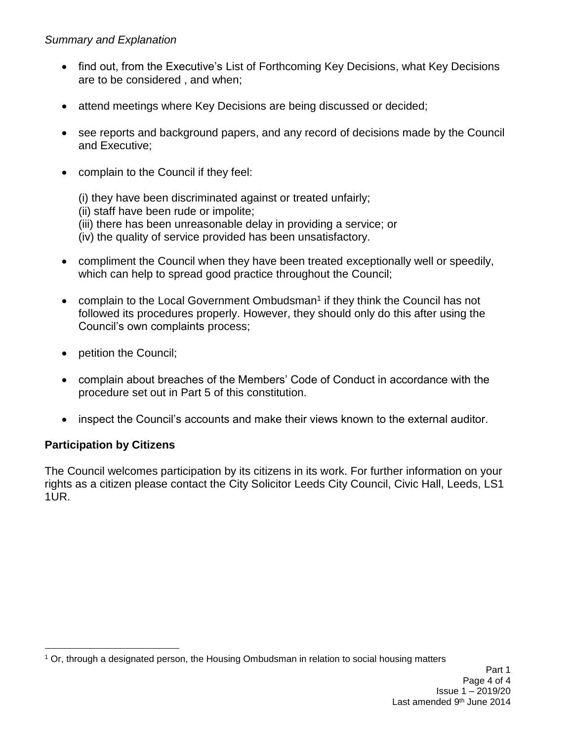- find out, from the Executive's List of Forthcoming Key Decisions, what Key Decisions are to be considered , and when;

- attend meetings where Key Decisions are being discussed or decided;

- see reports and background papers, and any record of decisions made by the Council and Executive;

- complain to the Council if they feel:

  (i) they have been discriminated against or treated unfairly;
  (ii) staff have been rude or impolite;
  (iii) there has been unreasonable delay in providing a service; or
  (iv) the quality of service provided has been unsatisfactory.

- compliment the Council when they have been treated exceptionally well or speedily, which can help to spread good practice throughout the Council;

- complain to the Local Government Ombudsman[1] if they think the Council has not followed its procedures properly. However, they should only do this after using the Council's own complaints process;

- petition the Council;

- complain about breaches of the Members' Code of Conduct in accordance with the procedure set out in Part 5 of this constitution.

- inspect the Council's accounts and make their views known to the external auditor.

## Participation by Citizens

The Council welcomes participation by its citizens in its work. For further information on your rights as a citizen please contact the City Solicitor Leeds City Council, Civic Hall, Leeds, LS1 1UR.

[1] Or, through a designated person, the Housing Ombudsman in relation to social housing matters